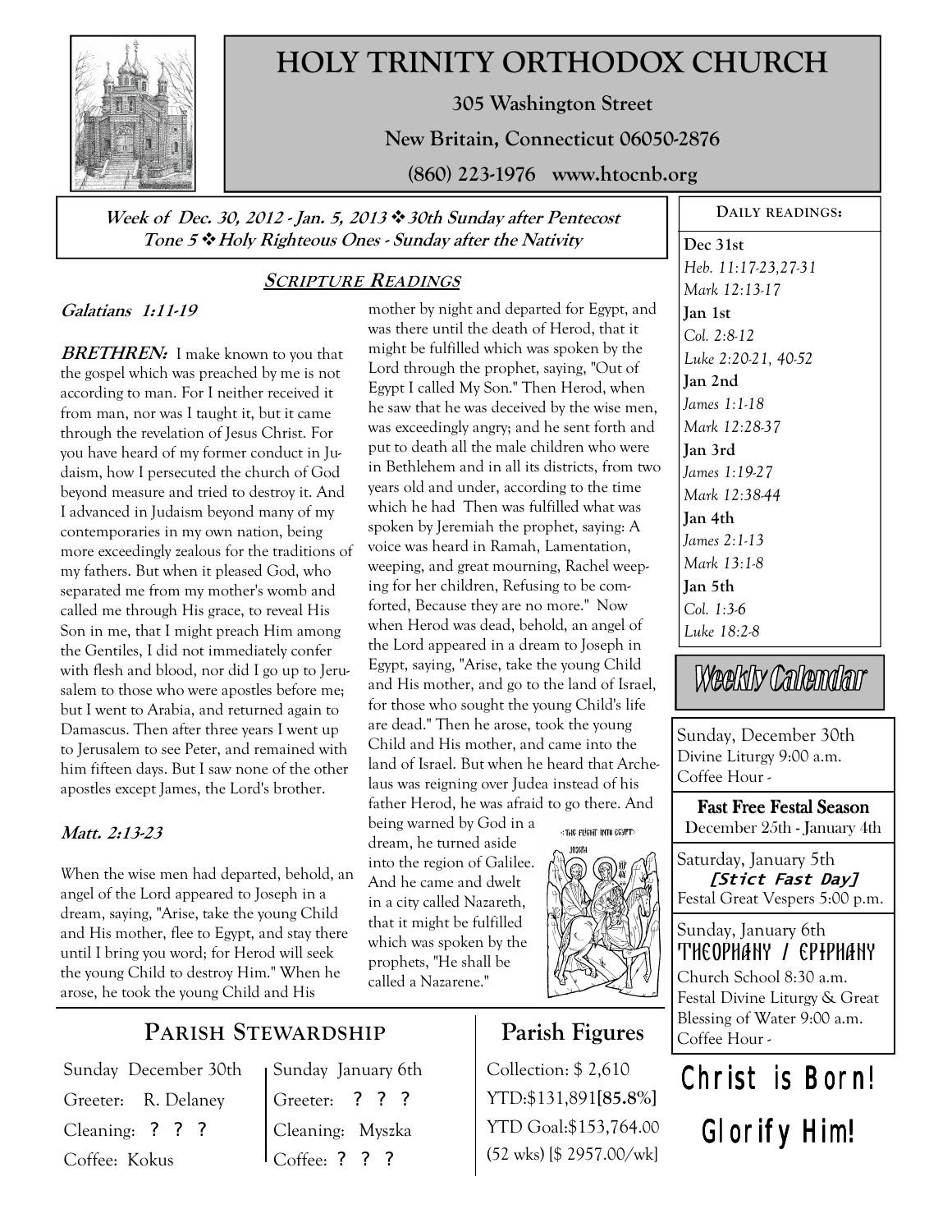# HOLY TRINITY ORTHODOX CHURCH

**305 Washington Street**

**New Britain, Connecticut 06050-2876**

**(860) 223-1976 www.htocnb.org**

***Week of Dec. 30, 2012 - Jan. 5, 2013 ❖ 30th Sunday after Pentecost***
***Tone 5 ❖ Holy Righteous Ones - Sunday after the Nativity***

## SCRIPTURE READINGS

### *Galatians 1:11-19*

***BRETHREN:*** I make known to you that the gospel which was preached by me is not according to man. For I neither received it from man, nor was I taught it, but it came through the revelation of Jesus Christ. For you have heard of my former conduct in Judaism, how I persecuted the church of God beyond measure and tried to destroy it. And I advanced in Judaism beyond many of my contemporaries in my own nation, being more exceedingly zealous for the traditions of my fathers. But when it pleased God, who separated me from my mother's womb and called me through His grace, to reveal His Son in me, that I might preach Him among the Gentiles, I did not immediately confer with flesh and blood, nor did I go up to Jerusalem to those who were apostles before me; but I went to Arabia, and returned again to Damascus. Then after three years I went up to Jerusalem to see Peter, and remained with him fifteen days. But I saw none of the other apostles except James, the Lord's brother.

### *Matt. 2:13-23*

When the wise men had departed, behold, an angel of the Lord appeared to Joseph in a dream, saying, "Arise, take the young Child and His mother, flee to Egypt, and stay there until I bring you word; for Herod will seek the young Child to destroy Him." When he arose, he took the young Child and His mother by night and departed for Egypt, and was there until the death of Herod, that it might be fulfilled which was spoken by the Lord through the prophet, saying, "Out of Egypt I called My Son." Then Herod, when he saw that he was deceived by the wise men, was exceedingly angry; and he sent forth and put to death all the male children who were in Bethlehem and in all its districts, from two years old and under, according to the time which he had Then was fulfilled what was spoken by Jeremiah the prophet, saying: A voice was heard in Ramah, Lamentation, weeping, and great mourning, Rachel weeping for her children, Refusing to be comforted, Because they are no more." Now when Herod was dead, behold, an angel of the Lord appeared in a dream to Joseph in Egypt, saying, "Arise, take the young Child and His mother, and go to the land of Israel, for those who sought the young Child's life are dead." Then he arose, took the young Child and His mother, and came into the land of Israel. But when he heard that Archelaus was reigning over Judea instead of his father Herod, he was afraid to go there. And being warned by God in a dream, he turned aside into the region of Galilee. And he came and dwelt in a city called Nazareth, that it might be fulfilled which was spoken by the prophets, "He shall be called a Nazarene."

## PARISH STEWARDSHIP

| Sunday December 30th | Sunday January 6th |
|---|---|
| Greeter: R. Delaney | Greeter: ? ? ? |
| Cleaning: ? ? ? | Cleaning: Myszka |
| Coffee: Kokus | Coffee: ? ? ? |

## Parish Figures

Collection: $ 2,610
YTD:$131,891**[85.8%]**
YTD Goal:$153,764.00
(52 wks) [$ 2957.00/wk]

## DAILY READINGS:

**Dec 31st**
*Heb. 11:17-23,27-31*
*Mark 12:13-17*

**Jan 1st**
*Col. 2:8-12*
*Luke 2:20-21, 40-52*

**Jan 2nd**
*James 1:1-18*
*Mark 12:28-37*

**Jan 3rd**
*James 1:19-27*
*Mark 12:38-44*

**Jan 4th**
*James 2:1-13*
*Mark 13:1-8*

**Jan 5th**
*Col. 1:3-6*
*Luke 18:2-8*

## Weekly Calendar

Sunday, December 30th
Divine Liturgy 9:00 a.m.
Coffee Hour -

**Fast Free Festal Season**
December 25th - January 4th

Saturday, January 5th
***[Stict Fast Day]***
Festal Great Vespers 5:00 p.m.

Sunday, January 6th
THEOPHANY / EPIPHANY
Church School 8:30 a.m.
Festal Divine Liturgy & Great Blessing of Water 9:00 a.m.
Coffee Hour -

**Christ is Born!**
**Glorify Him!**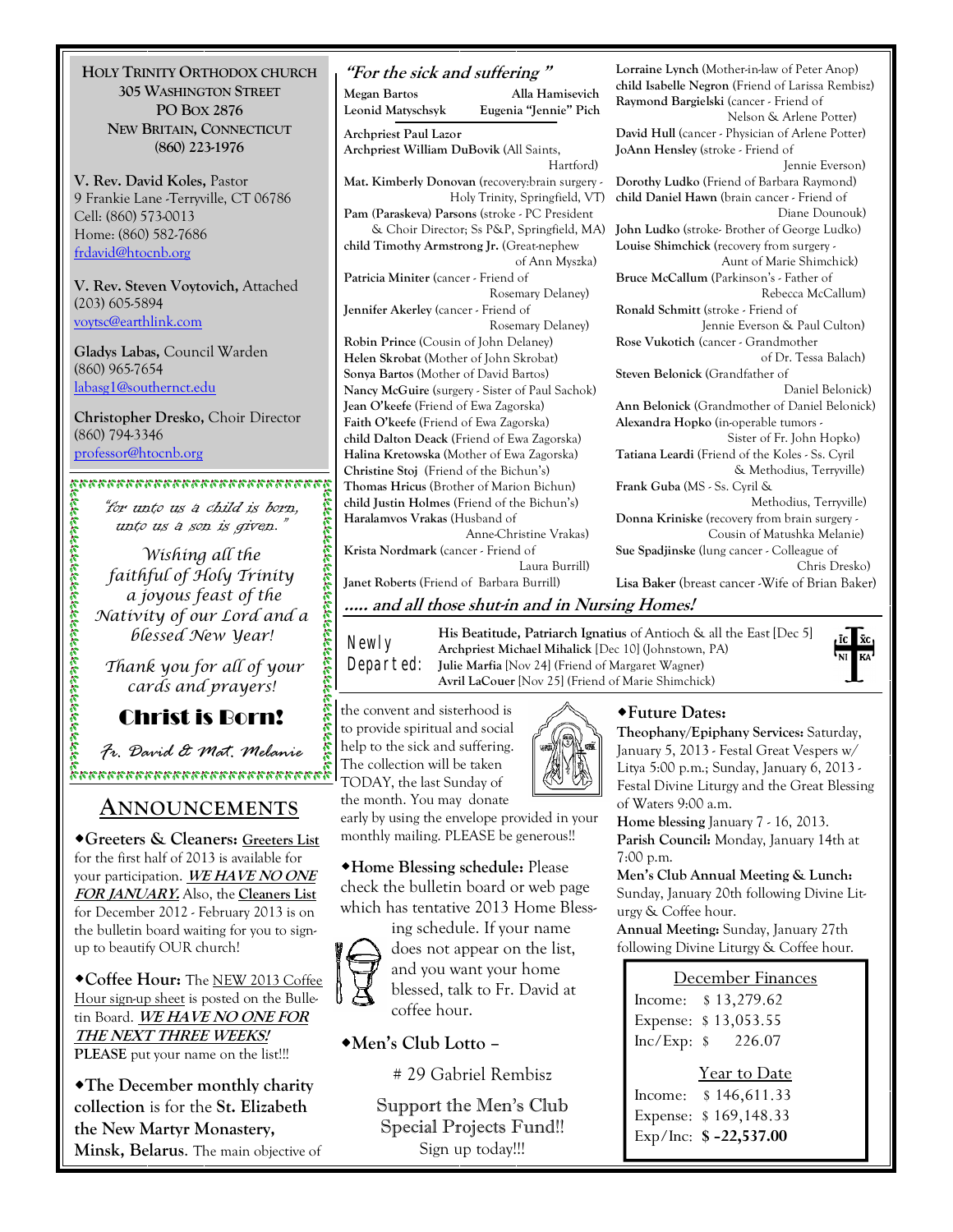**HOLY TRINITY ORTHODOX CHURCH**
**305 WASHINGTON STREET**
**PO BOX 2876**
**NEW BRITAIN, CONNECTICUT**
**(860) 223-1976**

**V. Rev. David Koles,** Pastor
9 Frankie Lane -Terryville, CT 06786
Cell: (860) 573-0013
Home: (860) 582-7686
frdavid@htocnb.org

**V. Rev. Steven Voytovich,** Attached
(203) 605-5894
voytsc@earthlink.com

**Gladys Labas,** Council Warden
(860) 965-7654
labasg1@southernct.edu

**Christopher Dresko,** Choir Director
(860) 794-3346
professor@htocnb.org

*"For unto us a child is born, unto us a son is given."*

*Wishing all the faithful of Holy Trinity a joyous feast of the Nativity of our Lord and a blessed New Year!*

*Thank you for all of your cards and prayers!*

**Christ is Born!**

*Fr. David & Mat. Melanie*

## ANNOUNCEMENTS

◆**Greeters & Cleaners:** Greeters List for the first half of 2013 is available for your participation. ***WE HAVE NO ONE FOR JANUARY.*** Also, the Cleaners List for December 2012 - February 2013 is on the bulletin board waiting for you to sign-up to beautify OUR church!

◆**Coffee Hour:** The NEW 2013 Coffee Hour sign-up sheet is posted on the Bulletin Board. ***WE HAVE NO ONE FOR THE NEXT THREE WEEKS!*** **PLEASE** put your name on the list!!!

◆**The December monthly charity collection** is for the **St. Elizabeth the New Martyr Monastery, Minsk, Belarus**. The main objective of the convent and sisterhood is to provide spiritual and social help to the sick and suffering. The collection will be taken TODAY, the last Sunday of the month. You may donate early by using the envelope provided in your monthly mailing. PLEASE be generous!!

◆**Home Blessing schedule:** Please check the bulletin board or web page which has tentative 2013 Home Blessing schedule. If your name does not appear on the list, and you want your home blessed, talk to Fr. David at coffee hour.

◆**Men's Club Lotto –**

# 29 Gabriel Rembisz

Support the Men's Club Special Projects Fund!!
Sign up today!!!

### *"For the sick and suffering"*

**Megan Bartos**
**Alla Hamisevich**
**Leonid Matyschsyk**
**Eugenia "Jennie" Pich**
**Archpriest Paul Lazor**
**Archpriest William DuBovik** (All Saints, Hartford)
**Mat. Kimberly Donovan** (recovery:brain surgery - Holy Trinity, Springfield, VT)
**Pam (Paraskeva) Parsons** (stroke - PC President & Choir Director; Ss P&P, Springfield, MA)
**child Timothy Armstrong Jr.** (Great-nephew of Ann Myszka)
**Patricia Miniter** (cancer - Friend of Rosemary Delaney)
**Jennifer Akerley** (cancer - Friend of Rosemary Delaney)
**Robin Prince** (Cousin of John Delaney)
**Helen Skrobat** (Mother of John Skrobat)
**Sonya Bartos** (Mother of David Bartos)
**Nancy McGuire** (surgery - Sister of Paul Sachok)
**Jean O'keefe** (Friend of Ewa Zagorska)
**Faith O'keefe** (Friend of Ewa Zagorska)
**child Dalton Deack** (Friend of Ewa Zagorska)
**Halina Kretowska** (Mother of Ewa Zagorska)
**Christine Stoj** (Friend of the Bichun's)
**Thomas Hricus** (Brother of Marion Bichun)
**child Justin Holmes** (Friend of the Bichun's)
**Haralamvos Vrakas** (Husband of Anne-Christine Vrakas)
**Krista Nordmark** (cancer - Friend of Laura Burrill)
**Janet Roberts** (Friend of Barbara Burrill)
**Lorraine Lynch** (Mother-in-law of Peter Anop)
**child Isabelle Negron** (Friend of Larissa Rembisz)
**Raymond Bargielski** (cancer - Friend of Nelson & Arlene Potter)
**David Hull** (cancer - Physician of Arlene Potter)
**JoAnn Hensley** (stroke - Friend of Jennie Everson)
**Dorothy Ludko** (Friend of Barbara Raymond)
**child Daniel Hawn** (brain cancer - Friend of Diane Dounouk)
**John Ludko** (stroke- Brother of George Ludko)
**Louise Shimchick** (recovery from surgery - Aunt of Marie Shimchick)
**Bruce McCallum** (Parkinson's - Father of Rebecca McCallum)
**Ronald Schmitt** (stroke - Friend of Jennie Everson & Paul Culton)
**Rose Vukotich** (cancer - Grandmother of Dr. Tessa Balach)
**Steven Belonick** (Grandfather of Daniel Belonick)
**Ann Belonick** (Grandmother of Daniel Belonick)
**Alexandra Hopko** (in-operable tumors - Sister of Fr. John Hopko)
**Tatiana Leardi** (Friend of the Koles - Ss. Cyril & Methodius, Terryville)
**Frank Guba** (MS - Ss. Cyril & Methodius, Terryville)
**Donna Kriniske** (recovery from brain surgery - Cousin of Matushka Melanie)
**Sue Spadjinske** (lung cancer - Colleague of Chris Dresko)
**Lisa Baker** (breast cancer -Wife of Brian Baker)

***..... and all those shut-in and in Nursing Homes!***

**Newly Departed:**
**His Beatitude, Patriarch Ignatius** of Antioch & all the East [Dec 5]
**Archpriest Michael Mihalick** [Dec 10] (Johnstown, PA)
**Julie Marfia** [Nov 24] (Friend of Margaret Wagner)
**Avril LaCouer** [Nov 25] (Friend of Marie Shimchick)

◆**Future Dates:**

**Theophany/Epiphany Services:** Saturday, January 5, 2013 - Festal Great Vespers w/ Litya 5:00 p.m.; Sunday, January 6, 2013 - Festal Divine Liturgy and the Great Blessing of Waters 9:00 a.m.
**Home blessing** January 7 - 16, 2013.
**Parish Council:** Monday, January 14th at 7:00 p.m.
**Men's Club Annual Meeting & Lunch:** Sunday, January 20th following Divine Liturgy & Coffee hour.
**Annual Meeting:** Sunday, January 27th following Divine Liturgy & Coffee hour.

**December Finances**

| | |
|---|---|
| Income: | $ 13,279.62 |
| Expense: | $ 13,053.55 |
| Inc/Exp: | $ 226.07 |

**Year to Date**

| | |
|---|---|
| Income: | $ 146,611.33 |
| Expense: | $ 169,148.33 |
| Exp/Inc: | **$ -22,537.00** |